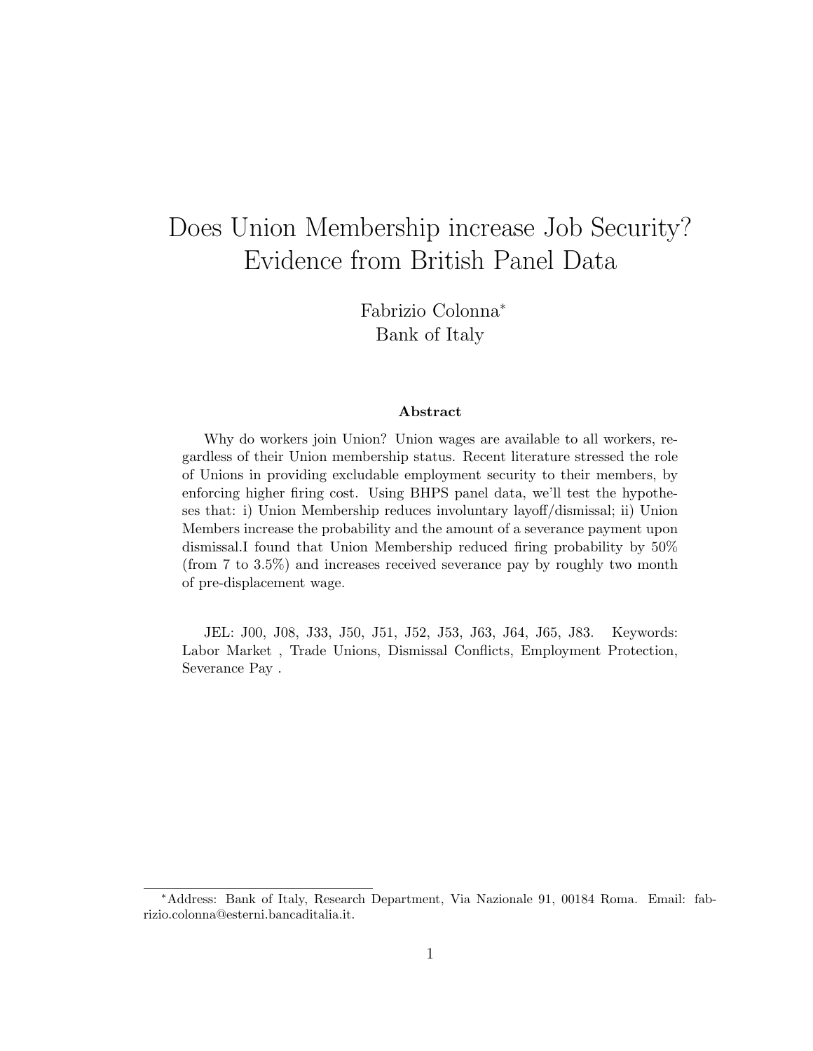# Does Union Membership increase Job Security? Evidence from British Panel Data

Fabrizio Colonna[*]
Bank of Italy

### Abstract

Why do workers join Union? Union wages are available to all workers, regardless of their Union membership status. Recent literature stressed the role of Unions in providing excludable employment security to their members, by enforcing higher firing cost. Using BHPS panel data, we'll test the hypotheses that: i) Union Membership reduces involuntary layoff/dismissal; ii) Union Members increase the probability and the amount of a severance payment upon dismissal.I found that Union Membership reduced firing probability by 50% (from 7 to 3.5%) and increases received severance pay by roughly two month of pre-displacement wage.

JEL: J00, J08, J33, J50, J51, J52, J53, J63, J64, J65, J83. Keywords: Labor Market , Trade Unions, Dismissal Conflicts, Employment Protection, Severance Pay .

[*]Address: Bank of Italy, Research Department, Via Nazionale 91, 00184 Roma. Email: fabrizio.colonna@esterni.bancaditalia.it.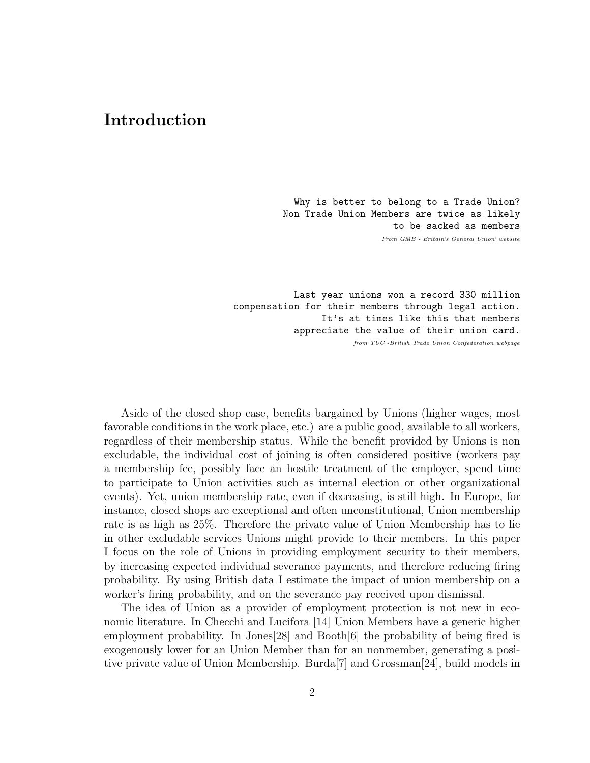# Introduction

```
Why is better to belong to a Trade Union?
Non Trade Union Members are twice as likely
to be sacked as members
```
*From GMB - Britain's General Union' website*

```
Last year unions won a record 330 million
compensation for their members through legal action.
It's at times like this that members
appreciate the value of their union card.
```
*from TUC -British Trade Union Confederation webpage*

Aside of the closed shop case, benefits bargained by Unions (higher wages, most favorable conditions in the work place, etc.) are a public good, available to all workers, regardless of their membership status. While the benefit provided by Unions is non excludable, the individual cost of joining is often considered positive (workers pay a membership fee, possibly face an hostile treatment of the employer, spend time to participate to Union activities such as internal election or other organizational events). Yet, union membership rate, even if decreasing, is still high. In Europe, for instance, closed shops are exceptional and often unconstitutional, Union membership rate is as high as 25%. Therefore the private value of Union Membership has to lie in other excludable services Unions might provide to their members. In this paper I focus on the role of Unions in providing employment security to their members, by increasing expected individual severance payments, and therefore reducing firing probability. By using British data I estimate the impact of union membership on a worker's firing probability, and on the severance pay received upon dismissal.

The idea of Union as a provider of employment protection is not new in economic literature. In Checchi and Lucifora [14] Union Members have a generic higher employment probability. In Jones[28] and Booth[6] the probability of being fired is exogenously lower for an Union Member than for an nonmember, generating a positive private value of Union Membership. Burda[7] and Grossman[24], build models in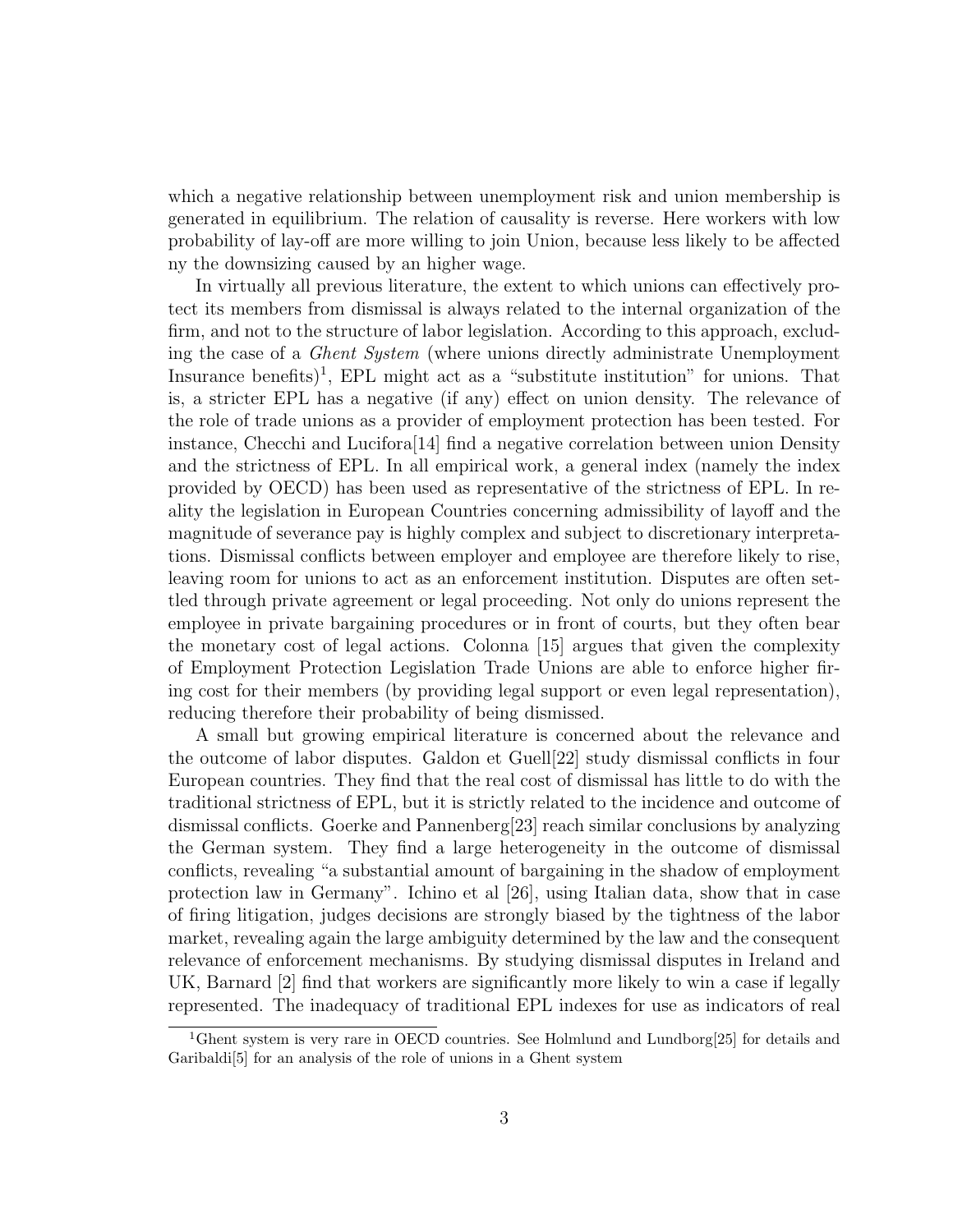which a negative relationship between unemployment risk and union membership is generated in equilibrium. The relation of causality is reverse. Here workers with low probability of lay-off are more willing to join Union, because less likely to be affected ny the downsizing caused by an higher wage.

In virtually all previous literature, the extent to which unions can effectively protect its members from dismissal is always related to the internal organization of the firm, and not to the structure of labor legislation. According to this approach, excluding the case of a *Ghent System* (where unions directly administrate Unemployment Insurance benefits)[1], EPL might act as a "substitute institution" for unions. That is, a stricter EPL has a negative (if any) effect on union density. The relevance of the role of trade unions as a provider of employment protection has been tested. For instance, Checchi and Lucifora[14] find a negative correlation between union Density and the strictness of EPL. In all empirical work, a general index (namely the index provided by OECD) has been used as representative of the strictness of EPL. In reality the legislation in European Countries concerning admissibility of layoff and the magnitude of severance pay is highly complex and subject to discretionary interpretations. Dismissal conflicts between employer and employee are therefore likely to rise, leaving room for unions to act as an enforcement institution. Disputes are often settled through private agreement or legal proceeding. Not only do unions represent the employee in private bargaining procedures or in front of courts, but they often bear the monetary cost of legal actions. Colonna [15] argues that given the complexity of Employment Protection Legislation Trade Unions are able to enforce higher firing cost for their members (by providing legal support or even legal representation), reducing therefore their probability of being dismissed.

A small but growing empirical literature is concerned about the relevance and the outcome of labor disputes. Galdon et Guell[22] study dismissal conflicts in four European countries. They find that the real cost of dismissal has little to do with the traditional strictness of EPL, but it is strictly related to the incidence and outcome of dismissal conflicts. Goerke and Pannenberg[23] reach similar conclusions by analyzing the German system. They find a large heterogeneity in the outcome of dismissal conflicts, revealing "a substantial amount of bargaining in the shadow of employment protection law in Germany". Ichino et al [26], using Italian data, show that in case of firing litigation, judges decisions are strongly biased by the tightness of the labor market, revealing again the large ambiguity determined by the law and the consequent relevance of enforcement mechanisms. By studying dismissal disputes in Ireland and UK, Barnard [2] find that workers are significantly more likely to win a case if legally represented. The inadequacy of traditional EPL indexes for use as indicators of real

[1] Ghent system is very rare in OECD countries. See Holmlund and Lundborg[25] for details and Garibaldi[5] for an analysis of the role of unions in a Ghent system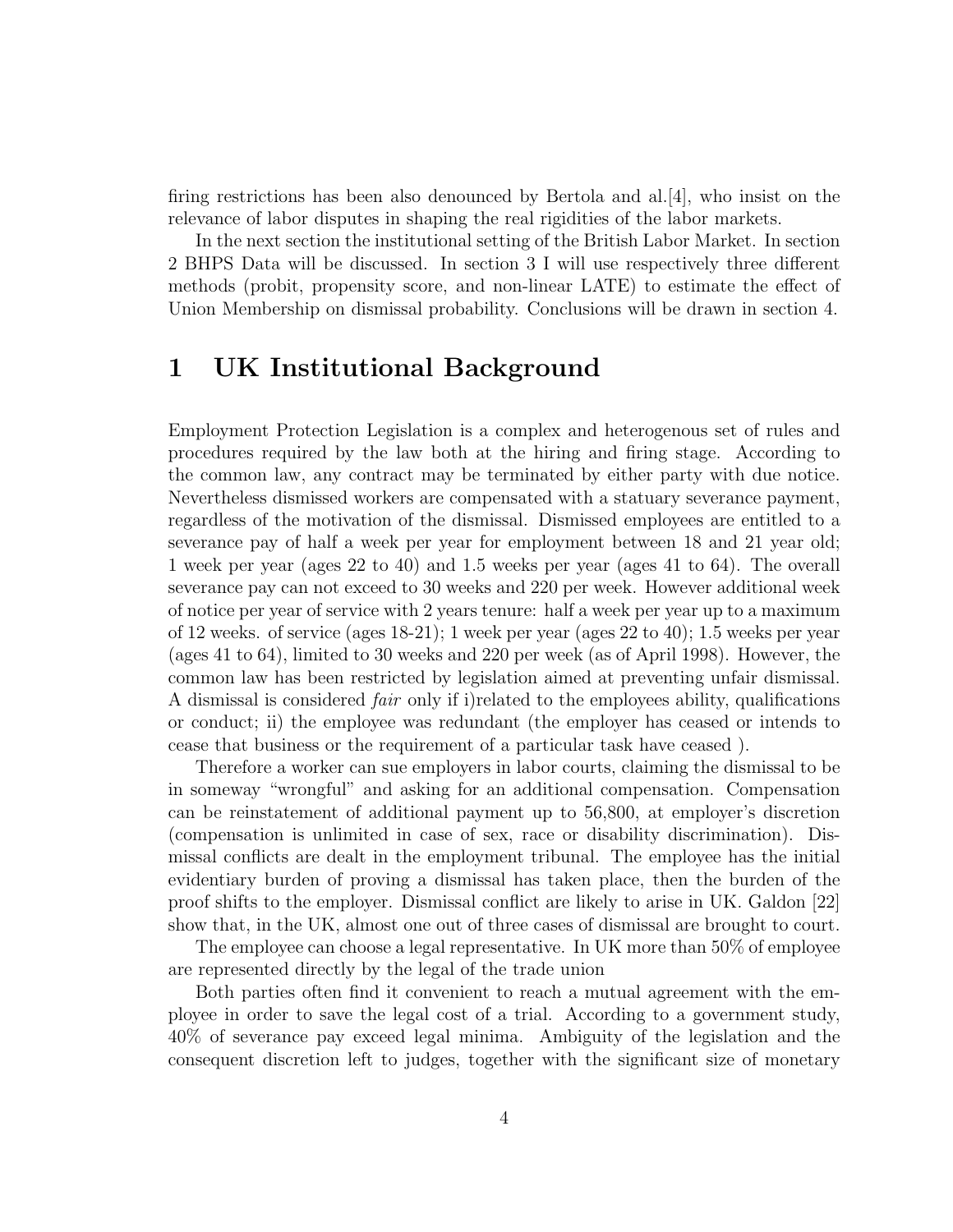firing restrictions has been also denounced by Bertola and al.[4], who insist on the relevance of labor disputes in shaping the real rigidities of the labor markets.

In the next section the institutional setting of the British Labor Market. In section 2 BHPS Data will be discussed. In section 3 I will use respectively three different methods (probit, propensity score, and non-linear LATE) to estimate the effect of Union Membership on dismissal probability. Conclusions will be drawn in section 4.

# 1 UK Institutional Background

Employment Protection Legislation is a complex and heterogenous set of rules and procedures required by the law both at the hiring and firing stage. According to the common law, any contract may be terminated by either party with due notice. Nevertheless dismissed workers are compensated with a statuary severance payment, regardless of the motivation of the dismissal. Dismissed employees are entitled to a severance pay of half a week per year for employment between 18 and 21 year old; 1 week per year (ages 22 to 40) and 1.5 weeks per year (ages 41 to 64). The overall severance pay can not exceed to 30 weeks and 220 per week. However additional week of notice per year of service with 2 years tenure: half a week per year up to a maximum of 12 weeks. of service (ages 18-21); 1 week per year (ages 22 to 40); 1.5 weeks per year (ages 41 to 64), limited to 30 weeks and 220 per week (as of April 1998). However, the common law has been restricted by legislation aimed at preventing unfair dismissal. A dismissal is considered *fair* only if i)related to the employees ability, qualifications or conduct; ii) the employee was redundant (the employer has ceased or intends to cease that business or the requirement of a particular task have ceased ).

Therefore a worker can sue employers in labor courts, claiming the dismissal to be in someway "wrongful" and asking for an additional compensation. Compensation can be reinstatement of additional payment up to 56,800, at employer's discretion (compensation is unlimited in case of sex, race or disability discrimination). Dismissal conflicts are dealt in the employment tribunal. The employee has the initial evidentiary burden of proving a dismissal has taken place, then the burden of the proof shifts to the employer. Dismissal conflict are likely to arise in UK. Galdon [22] show that, in the UK, almost one out of three cases of dismissal are brought to court.

The employee can choose a legal representative. In UK more than 50% of employee are represented directly by the legal of the trade union

Both parties often find it convenient to reach a mutual agreement with the employee in order to save the legal cost of a trial. According to a government study, 40% of severance pay exceed legal minima. Ambiguity of the legislation and the consequent discretion left to judges, together with the significant size of monetary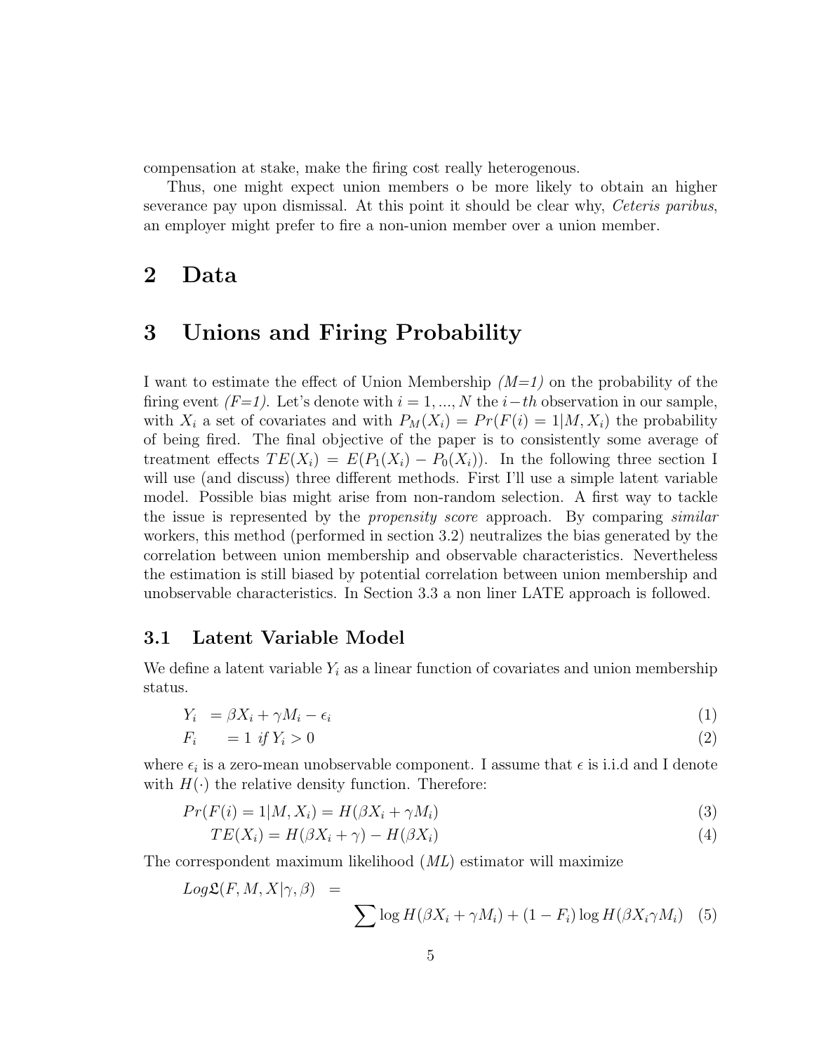compensation at stake, make the firing cost really heterogenous.

Thus, one might expect union members o be more likely to obtain an higher severance pay upon dismissal. At this point it should be clear why, *Ceteris paribus*, an employer might prefer to fire a non-union member over a union member.

# 2 Data

# 3 Unions and Firing Probability

I want to estimate the effect of Union Membership *(M=1)* on the probability of the firing event *(F=1)*. Let's denote with $i = 1, ..., N$ the $i-th$ observation in our sample, with $X_i$ a set of covariates and with $P_M(X_i) = Pr(F(i) = 1|M, X_i)$ the probability of being fired. The final objective of the paper is to consistently some average of treatment effects $TE(X_i) = E(P_1(X_i) - P_0(X_i))$. In the following three section I will use (and discuss) three different methods. First I'll use a simple latent variable model. Possible bias might arise from non-random selection. A first way to tackle the issue is represented by the *propensity score* approach. By comparing *similar* workers, this method (performed in section 3.2) neutralizes the bias generated by the correlation between union membership and observable characteristics. Nevertheless the estimation is still biased by potential correlation between union membership and unobservable characteristics. In Section 3.3 a non liner LATE approach is followed.

## 3.1 Latent Variable Model

We define a latent variable $Y_i$ as a linear function of covariates and union membership status.

$$Y_i = \beta X_i + \gamma M_i - \epsilon_i \tag{1}$$

$$F_i = 1 \text{ } if \text{ } Y_i > 0 \tag{2}$$

where $\epsilon_i$ is a zero-mean unobservable component. I assume that $\epsilon$ is i.i.d and I denote with $H(\cdot)$ the relative density function. Therefore:

$$Pr(F(i) = 1|M, X_i) = H(\beta X_i + \gamma M_i) \tag{3}$$

$$TE(X_i) = H(\beta X_i + \gamma) - H(\beta X_i) \tag{4}$$

The correspondent maximum likelihood ($ML$) estimator will maximize

$$Log\mathfrak{L}(F, M, X|\gamma, \beta) = \sum \log H(\beta X_i + \gamma M_i) + (1 - F_i) \log H(\beta X_i \gamma M_i) \tag{5}$$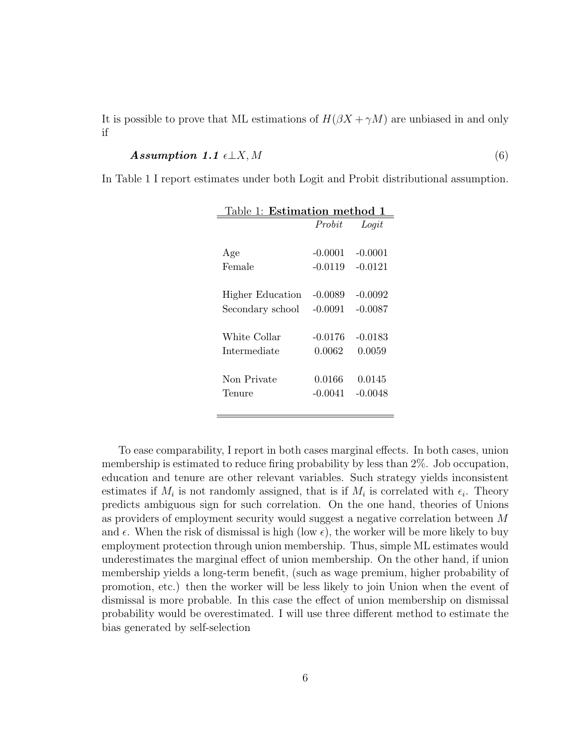It is possible to prove that ML estimations of $H(\beta X + \gamma M)$ are unbiased in and only if

$$\textbf{\textit{Assumption 1.1}}\ \epsilon \perp X, M \tag{6}$$

In Table 1 I report estimates under both Logit and Probit distributional assumption.

Table 1: **Estimation method 1**

| | *Probit* | *Logit* |
|---|---|---|
| Age | -0.0001 | -0.0001 |
| Female | -0.0119 | -0.0121 |
| Higher Education | -0.0089 | -0.0092 |
| Secondary school | -0.0091 | -0.0087 |
| White Collar | -0.0176 | -0.0183 |
| Intermediate | 0.0062 | 0.0059 |
| Non Private | 0.0166 | 0.0145 |
| Tenure | -0.0041 | -0.0048 |

To ease comparability, I report in both cases marginal effects. In both cases, union membership is estimated to reduce firing probability by less than 2%. Job occupation, education and tenure are other relevant variables. Such strategy yields inconsistent estimates if $M_i$ is not randomly assigned, that is if $M_i$ is correlated with $\epsilon_i$. Theory predicts ambiguous sign for such correlation. On the one hand, theories of Unions as providers of employment security would suggest a negative correlation between $M$ and $\epsilon$. When the risk of dismissal is high (low $\epsilon$), the worker will be more likely to buy employment protection through union membership. Thus, simple ML estimates would underestimates the marginal effect of union membership. On the other hand, if union membership yields a long-term benefit, (such as wage premium, higher probability of promotion, etc.) then the worker will be less likely to join Union when the event of dismissal is more probable. In this case the effect of union membership on dismissal probability would be overestimated. I will use three different method to estimate the bias generated by self-selection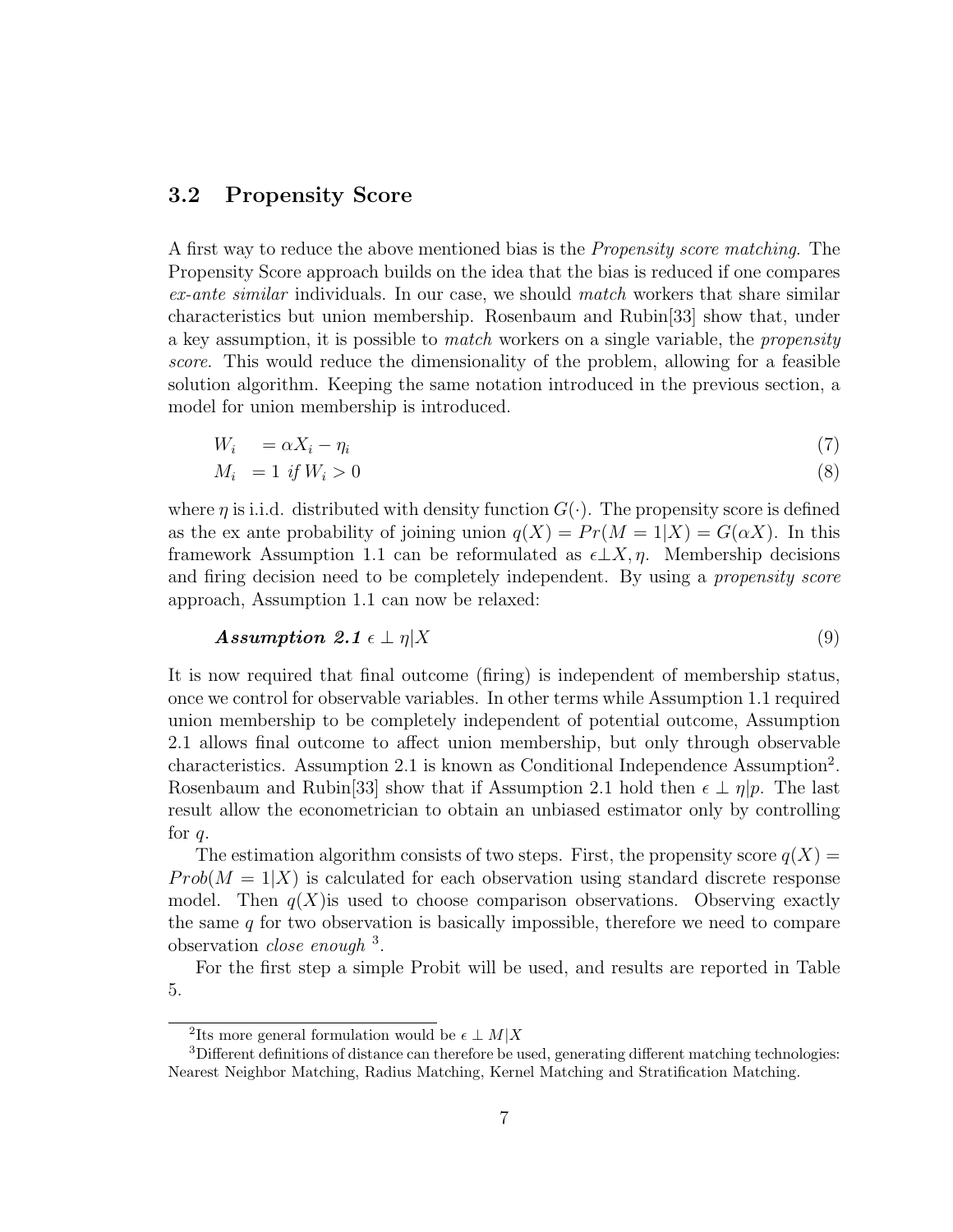### 3.2 Propensity Score

A first way to reduce the above mentioned bias is the *Propensity score matching*. The Propensity Score approach builds on the idea that the bias is reduced if one compares *ex-ante similar* individuals. In our case, we should *match* workers that share similar characteristics but union membership. Rosenbaum and Rubin[33] show that, under a key assumption, it is possible to *match* workers on a single variable, the *propensity score*. This would reduce the dimensionality of the problem, allowing for a feasible solution algorithm. Keeping the same notation introduced in the previous section, a model for union membership is introduced.

$$W_i = \alpha X_i - \eta_i \tag{7}$$

$$M_i = 1 \text{ if } W_i > 0 \tag{8}$$

where $\eta$ is i.i.d. distributed with density function $G(\cdot)$. The propensity score is defined as the ex ante probability of joining union $q(X) = Pr(M = 1|X) = G(\alpha X)$. In this framework Assumption 1.1 can be reformulated as $\epsilon \perp X, \eta$. Membership decisions and firing decision need to be completely independent. By using a *propensity score* approach, Assumption 1.1 can now be relaxed:

$$\textbf{\textit{Assumption 2.1}}\ \epsilon \perp \eta | X \tag{9}$$

It is now required that final outcome (firing) is independent of membership status, once we control for observable variables. In other terms while Assumption 1.1 required union membership to be completely independent of potential outcome, Assumption 2.1 allows final outcome to affect union membership, but only through observable characteristics. Assumption 2.1 is known as Conditional Independence Assumption[2]. Rosenbaum and Rubin[33] show that if Assumption 2.1 hold then $\epsilon \perp \eta | p$. The last result allow the econometrician to obtain an unbiased estimator only by controlling for $q$.

The estimation algorithm consists of two steps. First, the propensity score $q(X) = Prob(M = 1|X)$ is calculated for each observation using standard discrete response model. Then $q(X)$is used to choose comparison observations. Observing exactly the same $q$ for two observation is basically impossible, therefore we need to compare observation *close enough* [3].

For the first step a simple Probit will be used, and results are reported in Table 5.

---

[2] Its more general formulation would be $\epsilon \perp M|X$

[3] Different definitions of distance can therefore be used, generating different matching technologies: Nearest Neighbor Matching, Radius Matching, Kernel Matching and Stratification Matching.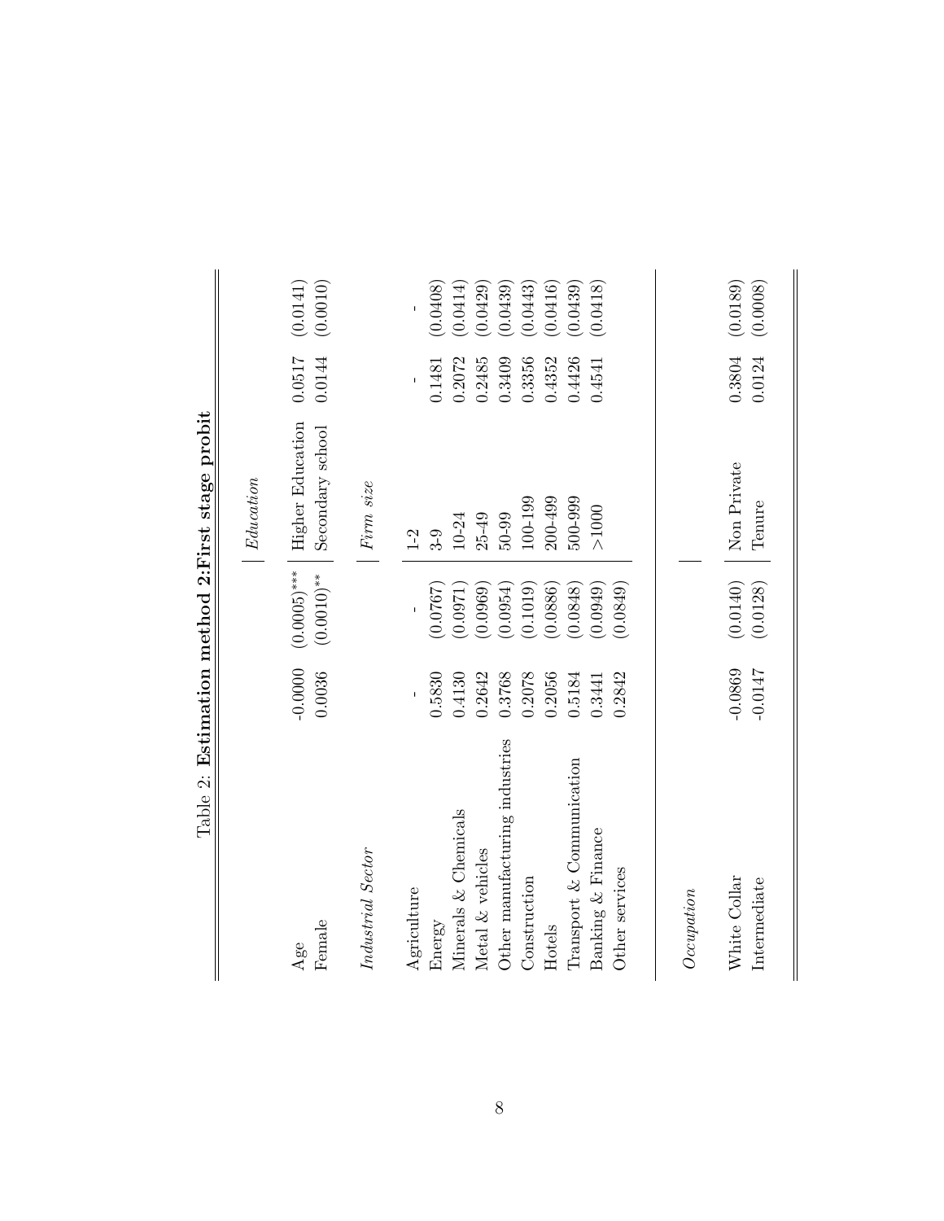Table 2: **Estimation method 2:First stage probit**

| | | | | | |
|---|---|---|---|---|---|
| | | | *Education* | | |
| Age | -0.0000 | (0.0005)*** | Higher Education | 0.0517 | (0.0141) |
| Female | 0.0036 | (0.0010)** | Secondary school | 0.0144 | (0.0010) |
| *Industrial Sector* | | | *Firm size* | | |
| Agriculture | - | - | 1-2 | - | - |
| Energy | 0.5830 | (0.0767) | 3-9 | 0.1481 | (0.0408) |
| Minerals & Chemicals | 0.4130 | (0.0971) | 10-24 | 0.2072 | (0.0414) |
| Metal & vehicles | 0.2642 | (0.0969) | 25-49 | 0.2485 | (0.0429) |
| Other manufacturing industries | 0.3768 | (0.0954) | 50-99 | 0.3409 | (0.0439) |
| Construction | 0.2078 | (0.1019) | 100-199 | 0.3356 | (0.0443) |
| Hotels | 0.2056 | (0.0886) | 200-499 | 0.4352 | (0.0416) |
| Transport & Communication | 0.5184 | (0.0848) | 500-999 | 0.4426 | (0.0439) |
| Banking & Finance | 0.3441 | (0.0949) | >1000 | 0.4541 | (0.0418) |
| Other services | 0.2842 | (0.0849) | | | |
| *Occupation* | | | | | |
| White Collar | -0.0869 | (0.0140) | Non Private | 0.3804 | (0.0189) |
| Intermediate | -0.0147 | (0.0128) | Tenure | 0.0124 | (0.0008) |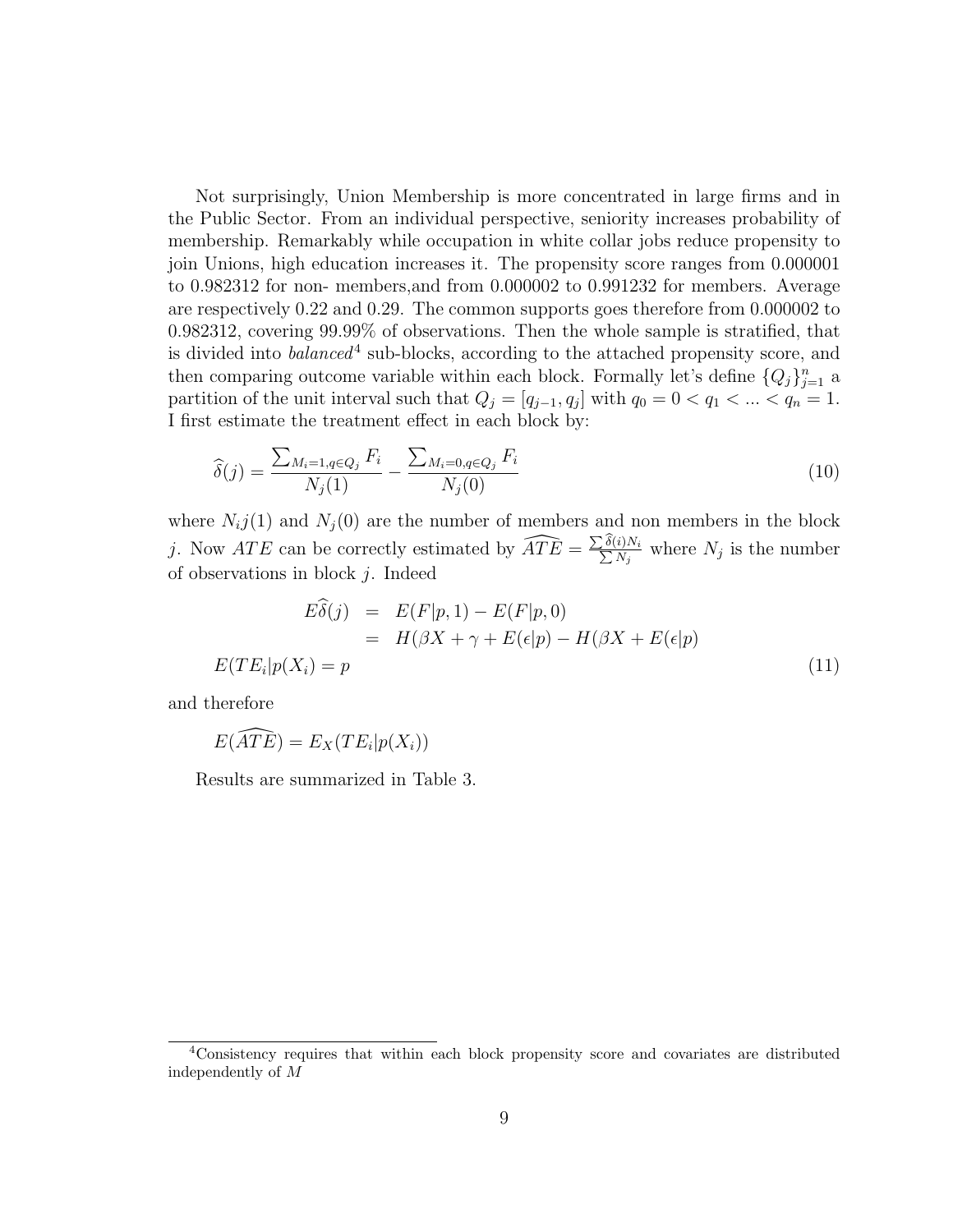Not surprisingly, Union Membership is more concentrated in large firms and in the Public Sector. From an individual perspective, seniority increases probability of membership. Remarkably while occupation in white collar jobs reduce propensity to join Unions, high education increases it. The propensity score ranges from 0.000001 to 0.982312 for non- members,and from 0.000002 to 0.991232 for members. Average are respectively 0.22 and 0.29. The common supports goes therefore from 0.000002 to 0.982312, covering 99.99% of observations. Then the whole sample is stratified, that is divided into *balanced*[4] sub-blocks, according to the attached propensity score, and then comparing outcome variable within each block. Formally let's define $\{Q_j\}_{j=1}^{n}$ a partition of the unit interval such that $Q_j = [q_{j-1}, q_j]$ with $q_0 = 0 < q_1 < ... < q_n = 1$. I first estimate the treatment effect in each block by:

$$\widehat{\delta}(j) = \frac{\sum_{M_i=1, q \in Q_j} F_i}{N_j(1)} - \frac{\sum_{M_i=0, q \in Q_j} F_i}{N_j(0)} \tag{10}$$

where $N_ij(1)$ and $N_j(0)$ are the number of members and non members in the block $j$. Now $ATE$ can be correctly estimated by $\widehat{ATE} = \frac{\sum \widehat{\delta}(i) N_i}{\sum N_j}$ where $N_j$ is the number of observations in block $j$. Indeed

$$\begin{aligned} E\widehat{\delta}(j) &= E(F|p,1) - E(F|p,0) \\ &= H(\beta X + \gamma + E(\epsilon|p) - H(\beta X + E(\epsilon|p) \\ E(TE_i|p(X_i) = p & \end{aligned} \tag{11}$$

and therefore

$$E(\widehat{ATE}) = E_X(TE_i|p(X_i))$$

Results are summarized in Table 3.

[4] Consistency requires that within each block propensity score and covariates are distributed independently of $M$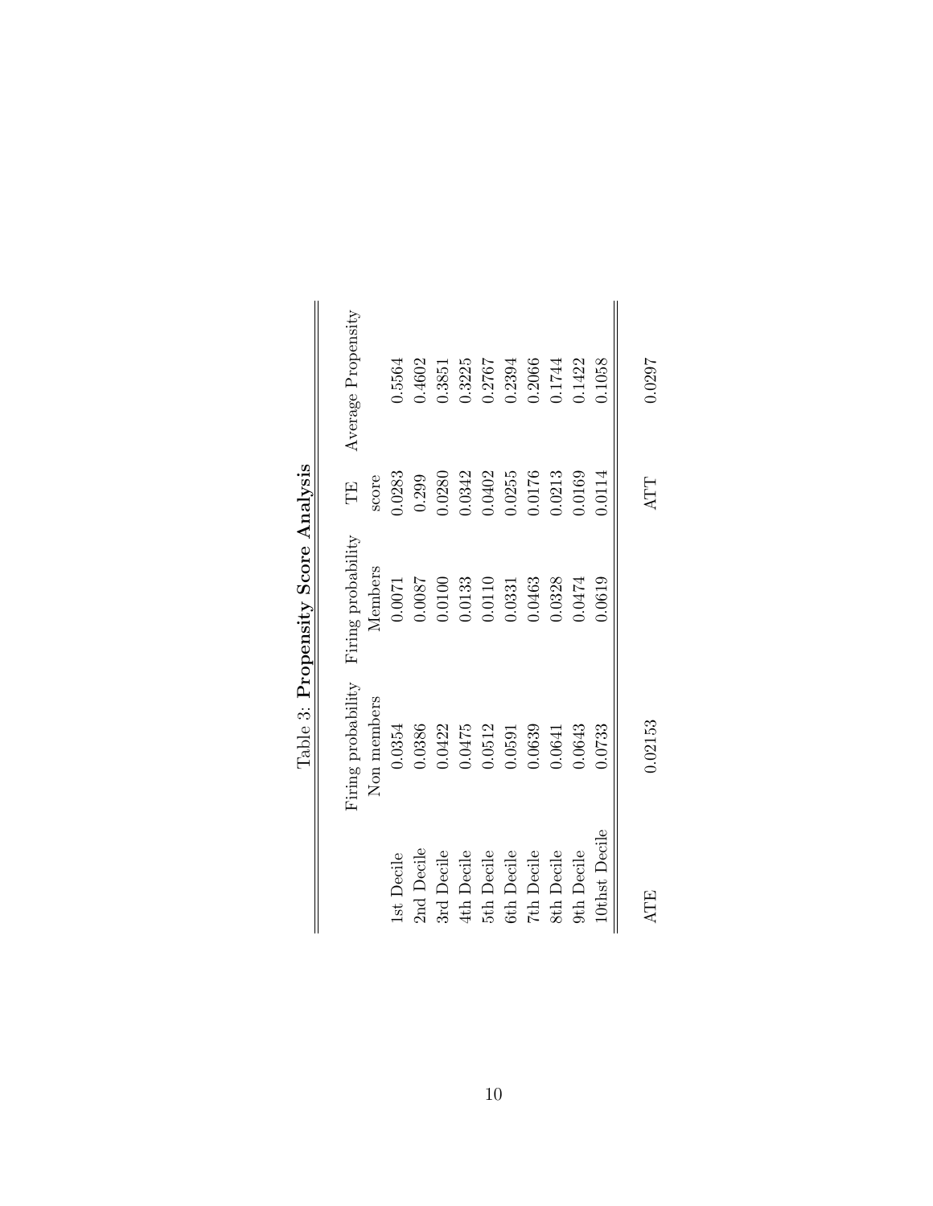Table 3: **Propensity Score Analysis**

| | Firing probability Non members | Firing probability Members | TE score | Average Propensity |
|---|---|---|---|---|
| 1st Decile | 0.0354 | 0.0071 | 0.0283 | 0.5564 |
| 2nd Decile | 0.0386 | 0.0087 | 0.299 | 0.4602 |
| 3rd Decile | 0.0422 | 0.0100 | 0.0280 | 0.3851 |
| 4th Decile | 0.0475 | 0.0133 | 0.0342 | 0.3225 |
| 5th Decile | 0.0512 | 0.0110 | 0.0402 | 0.2767 |
| 6th Decile | 0.0591 | 0.0331 | 0.0255 | 0.2394 |
| 7th Decile | 0.0639 | 0.0463 | 0.0176 | 0.2066 |
| 8th Decile | 0.0641 | 0.0328 | 0.0213 | 0.1744 |
| 9th Decile | 0.0643 | 0.0474 | 0.0169 | 0.1422 |
| 10thst Decile | 0.0733 | 0.0619 | 0.0114 | 0.1058 |
| ATE | 0.02153 | | ATT | 0.0297 |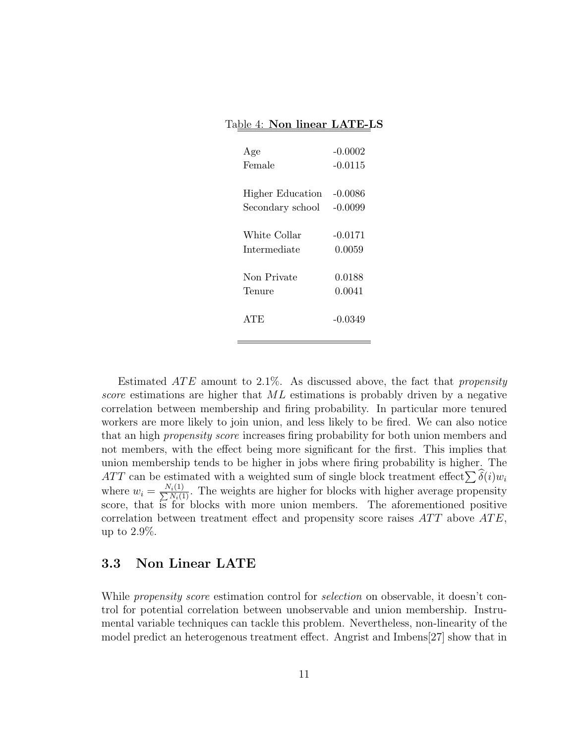Table 4: **Non linear LATE-LS**

| | |
|---|---|
| Age | -0.0002 |
| Female | -0.0115 |
| Higher Education | -0.0086 |
| Secondary school | -0.0099 |
| White Collar | -0.0171 |
| Intermediate | 0.0059 |
| Non Private | 0.0188 |
| Tenure | 0.0041 |
| ATE | -0.0349 |

Estimated $ATE$ amount to 2.1%. As discussed above, the fact that *propensity score* estimations are higher that $ML$ estimations is probably driven by a negative correlation between membership and firing probability. In particular more tenured workers are more likely to join union, and less likely to be fired. We can also notice that an high *propensity score* increases firing probability for both union members and not members, with the effect being more significant for the first. This implies that union membership tends to be higher in jobs where firing probability is higher. The $ATT$ can be estimated with a weighted sum of single block treatment effect $\sum \widehat{\delta}(i)w_i$ where $w_i = \frac{N_i(1)}{\sum N_i(1)}$. The weights are higher for blocks with higher average propensity score, that is for blocks with more union members. The aforementioned positive correlation between treatment effect and propensity score raises $ATT$ above $ATE$, up to 2.9%.

### 3.3 Non Linear LATE

While *propensity score* estimation control for *selection* on observable, it doesn't control for potential correlation between unobservable and union membership. Instrumental variable techniques can tackle this problem. Nevertheless, non-linearity of the model predict an heterogenous treatment effect. Angrist and Imbens[27] show that in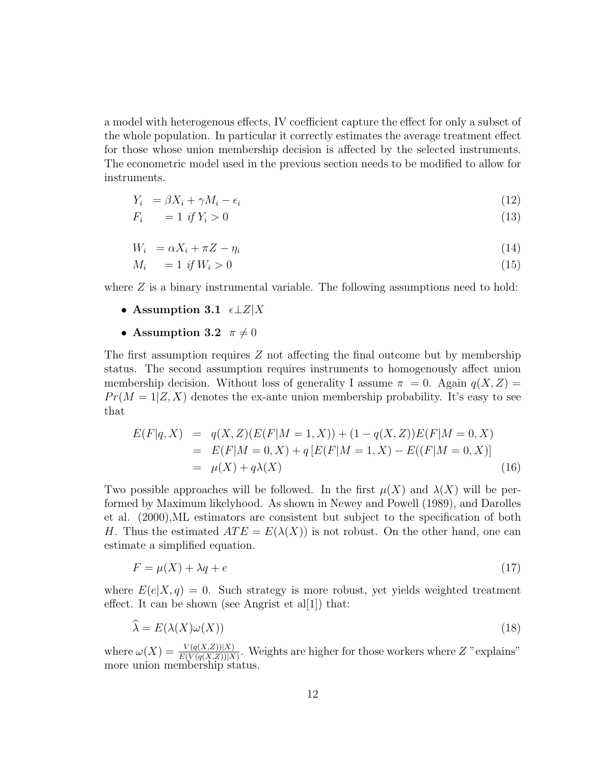a model with heterogenous effects, IV coefficient capture the effect for only a subset of the whole population. In particular it correctly estimates the average treatment effect for those whose union membership decision is affected by the selected instruments. The econometric model used in the previous section needs to be modified to allow for instruments.

$$Y_i \;\; = \beta X_i + \gamma M_i - \epsilon_i \tag{12}$$

$$F_i \quad = 1 \;\; if \; Y_i > 0 \tag{13}$$

$$W_i \;\; = \alpha X_i + \pi Z - \eta_i \tag{14}$$

$$M_i \quad = 1 \;\; if \; W_i > 0 \tag{15}$$

where $Z$ is a binary instrumental variable. The following assumptions need to hold:

- **Assumption 3.1** $\epsilon \perp Z | X$
- **Assumption 3.2** $\pi \neq 0$

The first assumption requires $Z$ not affecting the final outcome but by membership status. The second assumption requires instruments to homogenously affect union membership decision. Without loss of generality I assume $\pi \; = 0$. Again $q(X, Z) = Pr(M = 1|Z, X)$ denotes the ex-ante union membership probability. It's easy to see that

$$\begin{aligned} E(F|q, X) &= q(X, Z)(E(F|M = 1, X)) + (1 - q(X, Z))E(F|M = 0, X) \\ &= E(F|M = 0, X) + q\left[E(F|M = 1, X) - E((F|M = 0, X)\right] \\ &= \mu(X) + q\lambda(X) \end{aligned} \tag{16}$$

Two possible approaches will be followed. In the first $\mu(X)$ and $\lambda(X)$ will be performed by Maximum likelyhood. As shown in Newey and Powell (1989), and Darolles et al. (2000),ML estimators are consistent but subject to the specification of both $H$. Thus the estimated $ATE = E(\lambda(X))$ is not robust. On the other hand, one can estimate a simplified equation.

$$F = \mu(X) + \lambda q + e \tag{17}$$

where $E(e|X, q) = 0$. Such strategy is more robust, yet yields weighted treatment effect. It can be shown (see Angrist et al[1]) that:

$$\widehat{\lambda} = E(\lambda(X)\omega(X)) \tag{18}$$

where $\omega(X) = \frac{V(q(X,Z))|X)}{E(V(q(X,Z))|X)}$. Weights are higher for those workers where $Z$ "explains" more union membership status.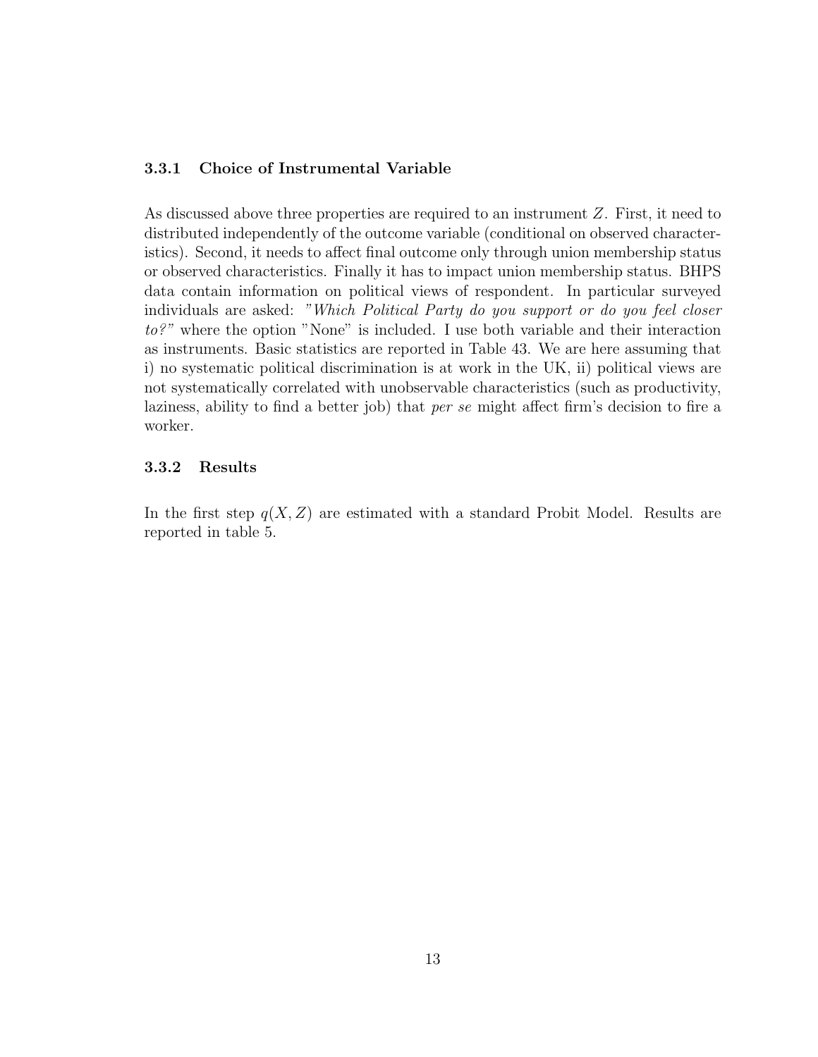### 3.3.1 Choice of Instrumental Variable

As discussed above three properties are required to an instrument $Z$. First, it need to distributed independently of the outcome variable (conditional on observed characteristics). Second, it needs to affect final outcome only through union membership status or observed characteristics. Finally it has to impact union membership status. BHPS data contain information on political views of respondent. In particular surveyed individuals are asked: *"Which Political Party do you support or do you feel closer to?"* where the option "None" is included. I use both variable and their interaction as instruments. Basic statistics are reported in Table 43. We are here assuming that i) no systematic political discrimination is at work in the UK, ii) political views are not systematically correlated with unobservable characteristics (such as productivity, laziness, ability to find a better job) that *per se* might affect firm's decision to fire a worker.

### 3.3.2 Results

In the first step $q(X, Z)$ are estimated with a standard Probit Model. Results are reported in table 5.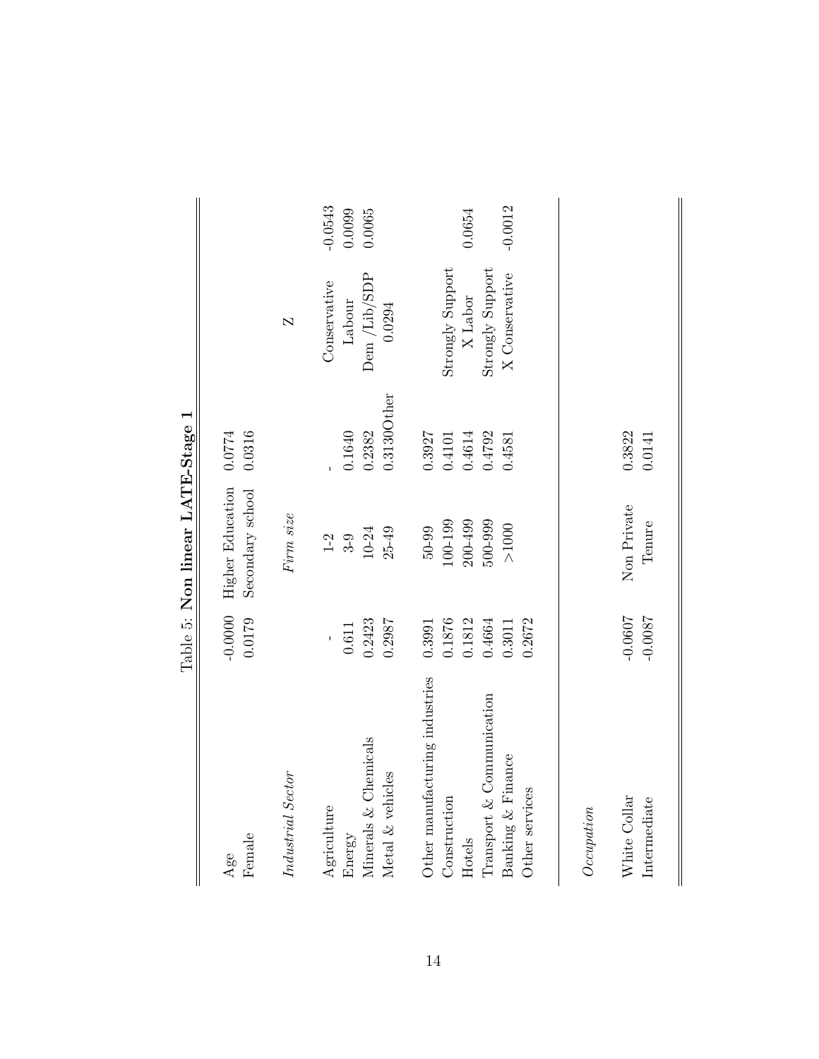Table 5: **Non linear LATE-Stage 1**

| | | | | | |
|---|---|---|---|---|---|
| Age | -0.0000 | Higher Education | 0.0774 | | |
| Female | 0.0179 | Secondary school | 0.0316 | | |
| *Industrial Sector* | | *Firm size* | | Z | |
| Agriculture | - | 1-2 | - | Conservative | -0.0543 |
| Energy | 0.611 | 3-9 | 0.1640 | Labour | 0.0099 |
| Minerals & Chemicals | 0.2423 | 10-24 | 0.2382 | Dem /Lib/SDP | 0.0065 |
| Metal & vehicles | 0.2987 | 25-49 | 0.3130Other | 0.0294 | |
| Other manufacturing industries | 0.3991 | 50-99 | 0.3927 | | |
| Construction | 0.1876 | 100-199 | 0.4101 | Strongly Support | |
| Hotels | 0.1812 | 200-499 | 0.4614 | X Labor | 0.0654 |
| Transport & Communication | 0.4664 | 500-999 | 0.4792 | Strongly Support | |
| Banking & Finance | 0.3011 | >1000 | 0.4581 | X Conservative | -0.0012 |
| Other services | 0.2672 | | | | |
| *Occupation* | | | | | |
| White Collar | -0.0607 | Non Private | 0.3822 | | |
| Intermediate | -0.0087 | Tenure | 0.0141 | | |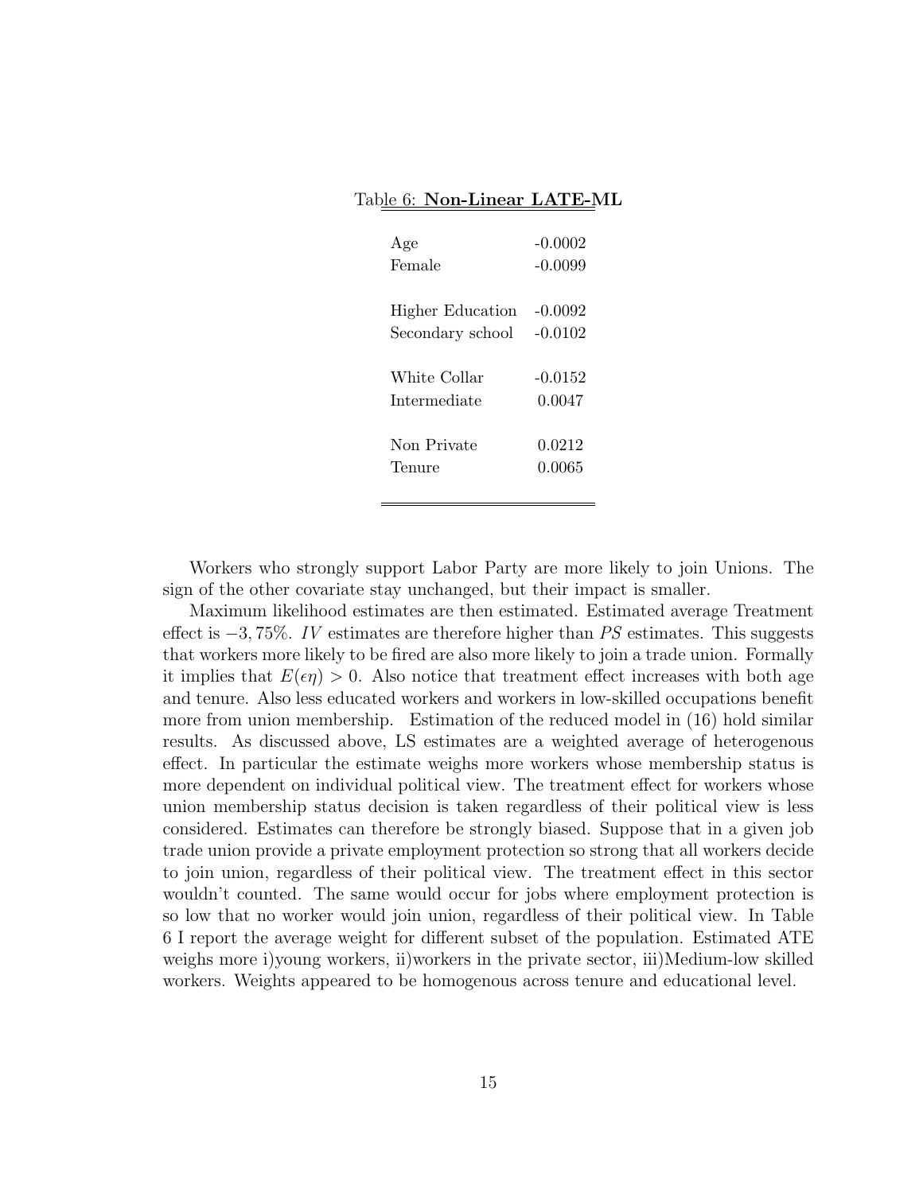Table 6: **Non-Linear LATE-ML**

| | |
|---|---|
| Age | -0.0002 |
| Female | -0.0099 |
| Higher Education | -0.0092 |
| Secondary school | -0.0102 |
| White Collar | -0.0152 |
| Intermediate | 0.0047 |
| Non Private | 0.0212 |
| Tenure | 0.0065 |

Workers who strongly support Labor Party are more likely to join Unions. The sign of the other covariate stay unchanged, but their impact is smaller.

Maximum likelihood estimates are then estimated. Estimated average Treatment effect is $-3,75\%$. *IV* estimates are therefore higher than *PS* estimates. This suggests that workers more likely to be fired are also more likely to join a trade union. Formally it implies that $E(\epsilon\eta) > 0$. Also notice that treatment effect increases with both age and tenure. Also less educated workers and workers in low-skilled occupations benefit more from union membership. Estimation of the reduced model in (16) hold similar results. As discussed above, LS estimates are a weighted average of heterogenous effect. In particular the estimate weighs more workers whose membership status is more dependent on individual political view. The treatment effect for workers whose union membership status decision is taken regardless of their political view is less considered. Estimates can therefore be strongly biased. Suppose that in a given job trade union provide a private employment protection so strong that all workers decide to join union, regardless of their political view. The treatment effect in this sector wouldn't counted. The same would occur for jobs where employment protection is so low that no worker would join union, regardless of their political view. In Table 6 I report the average weight for different subset of the population. Estimated ATE weighs more i)young workers, ii)workers in the private sector, iii)Medium-low skilled workers. Weights appeared to be homogenous across tenure and educational level.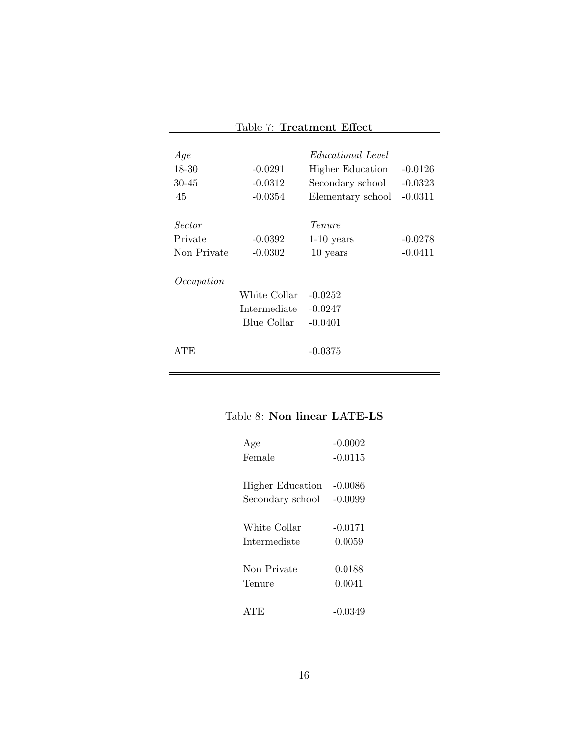Table 7: **Treatment Effect**

| | | | |
|---|---|---|---|
| *Age* | | *Educational Level* | |
| 18-30 | -0.0291 | Higher Education | -0.0126 |
| 30-45 | -0.0312 | Secondary school | -0.0323 |
| 45 | -0.0354 | Elementary school | -0.0311 |
| | | | |
| *Sector* | | *Tenure* | |
| Private | -0.0392 | 1-10 years | -0.0278 |
| Non Private | -0.0302 | 10 years | -0.0411 |
| | | | |
| *Occupation* | | | |
| | White Collar | -0.0252 | |
| | Intermediate | -0.0247 | |
| | Blue Collar | -0.0401 | |
| | | | |
| ATE | | -0.0375 | |

Table 8: **Non linear LATE-LS**

| | |
|---|---|
| Age | -0.0002 |
| Female | -0.0115 |
| | |
| Higher Education | -0.0086 |
| Secondary school | -0.0099 |
| | |
| White Collar | -0.0171 |
| Intermediate | 0.0059 |
| | |
| Non Private | 0.0188 |
| Tenure | 0.0041 |
| | |
| ATE | -0.0349 |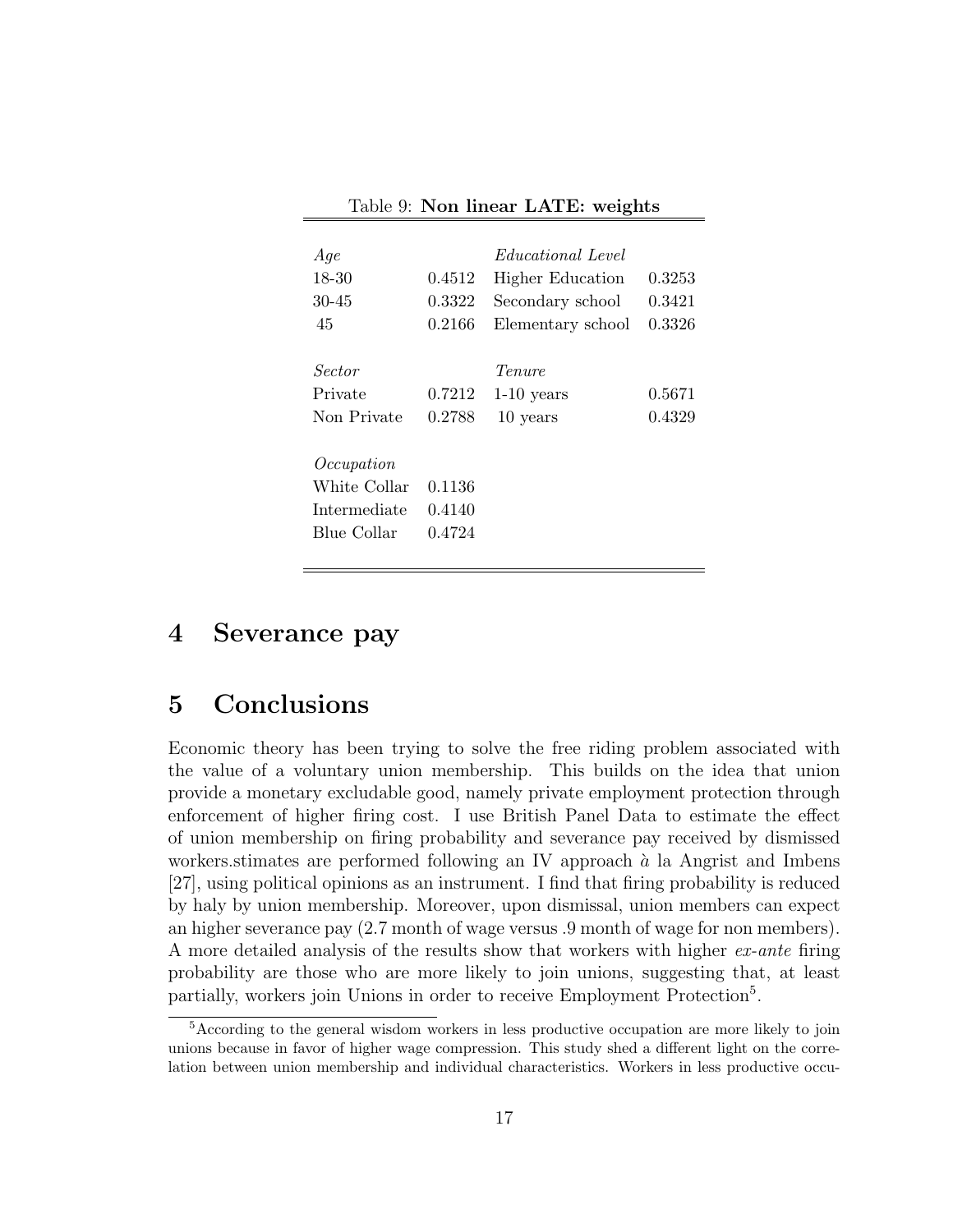Table 9: **Non linear LATE: weights**

| *Age* | | *Educational Level* | |
|---|---|---|---|
| 18-30 | 0.4512 | Higher Education | 0.3253 |
| 30-45 | 0.3322 | Secondary school | 0.3421 |
| 45 | 0.2166 | Elementary school | 0.3326 |
| *Sector* | | *Tenure* | |
| Private | 0.7212 | 1-10 years | 0.5671 |
| Non Private | 0.2788 | 10 years | 0.4329 |
| *Occupation* | | | |
| White Collar | 0.1136 | | |
| Intermediate | 0.4140 | | |
| Blue Collar | 0.4724 | | |

# 4 Severance pay

# 5 Conclusions

Economic theory has been trying to solve the free riding problem associated with the value of a voluntary union membership. This builds on the idea that union provide a monetary excludable good, namely private employment protection through enforcement of higher firing cost. I use British Panel Data to estimate the effect of union membership on firing probability and severance pay received by dismissed workers.stimates are performed following an IV approach à la Angrist and Imbens [27], using political opinions as an instrument. I find that firing probability is reduced by haly by union membership. Moreover, upon dismissal, union members can expect an higher severance pay (2.7 month of wage versus .9 month of wage for non members). A more detailed analysis of the results show that workers with higher *ex-ante* firing probability are those who are more likely to join unions, suggesting that, at least partially, workers join Unions in order to receive Employment Protection[5].

[5]According to the general wisdom workers in less productive occupation are more likely to join unions because in favor of higher wage compression. This study shed a different light on the correlation between union membership and individual characteristics. Workers in less productive occu-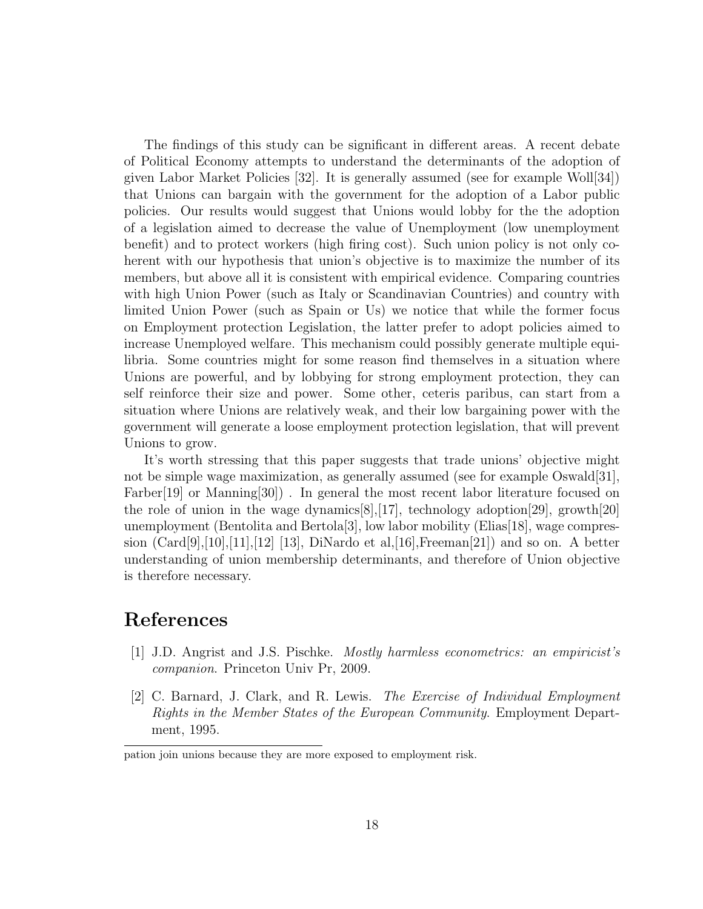The findings of this study can be significant in different areas. A recent debate of Political Economy attempts to understand the determinants of the adoption of given Labor Market Policies [32]. It is generally assumed (see for example Woll[34]) that Unions can bargain with the government for the adoption of a Labor public policies. Our results would suggest that Unions would lobby for the the adoption of a legislation aimed to decrease the value of Unemployment (low unemployment benefit) and to protect workers (high firing cost). Such union policy is not only coherent with our hypothesis that union's objective is to maximize the number of its members, but above all it is consistent with empirical evidence. Comparing countries with high Union Power (such as Italy or Scandinavian Countries) and country with limited Union Power (such as Spain or Us) we notice that while the former focus on Employment protection Legislation, the latter prefer to adopt policies aimed to increase Unemployed welfare. This mechanism could possibly generate multiple equilibria. Some countries might for some reason find themselves in a situation where Unions are powerful, and by lobbying for strong employment protection, they can self reinforce their size and power. Some other, ceteris paribus, can start from a situation where Unions are relatively weak, and their low bargaining power with the government will generate a loose employment protection legislation, that will prevent Unions to grow.

It's worth stressing that this paper suggests that trade unions' objective might not be simple wage maximization, as generally assumed (see for example Oswald[31], Farber[19] or Manning[30]) . In general the most recent labor literature focused on the role of union in the wage dynamics[8],[17], technology adoption[29], growth[20] unemployment (Bentolita and Bertola[3], low labor mobility (Elias[18], wage compression (Card[9],[10],[11],[12] [13], DiNardo et al,[16],Freeman[21]) and so on. A better understanding of union membership determinants, and therefore of Union objective is therefore necessary.

# References

[1] J.D. Angrist and J.S. Pischke. *Mostly harmless econometrics: an empiricist's companion*. Princeton Univ Pr, 2009.

[2] C. Barnard, J. Clark, and R. Lewis. *The Exercise of Individual Employment Rights in the Member States of the European Community*. Employment Department, 1995.

---

pation join unions because they are more exposed to employment risk.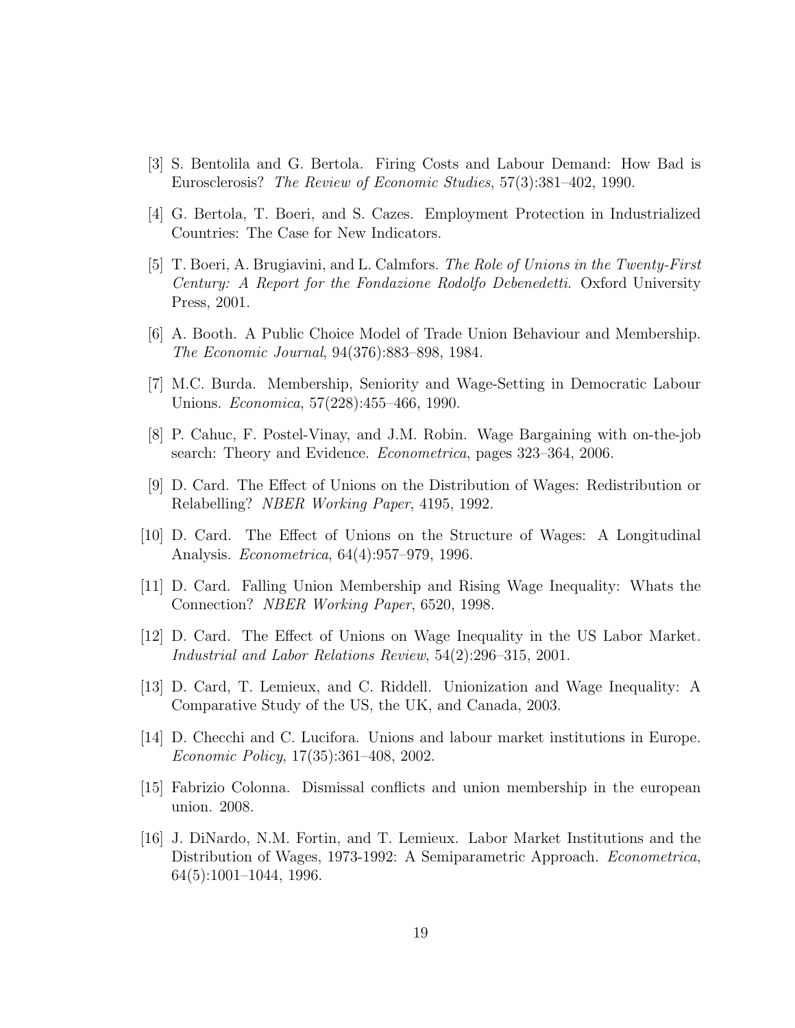[3] S. Bentolila and G. Bertola. Firing Costs and Labour Demand: How Bad is Eurosclerosis? *The Review of Economic Studies*, 57(3):381–402, 1990.

[4] G. Bertola, T. Boeri, and S. Cazes. Employment Protection in Industrialized Countries: The Case for New Indicators.

[5] T. Boeri, A. Brugiavini, and L. Calmfors. *The Role of Unions in the Twenty-First Century: A Report for the Fondazione Rodolfo Debenedetti*. Oxford University Press, 2001.

[6] A. Booth. A Public Choice Model of Trade Union Behaviour and Membership. *The Economic Journal*, 94(376):883–898, 1984.

[7] M.C. Burda. Membership, Seniority and Wage-Setting in Democratic Labour Unions. *Economica*, 57(228):455–466, 1990.

[8] P. Cahuc, F. Postel-Vinay, and J.M. Robin. Wage Bargaining with on-the-job search: Theory and Evidence. *Econometrica*, pages 323–364, 2006.

[9] D. Card. The Effect of Unions on the Distribution of Wages: Redistribution or Relabelling? *NBER Working Paper*, 4195, 1992.

[10] D. Card. The Effect of Unions on the Structure of Wages: A Longitudinal Analysis. *Econometrica*, 64(4):957–979, 1996.

[11] D. Card. Falling Union Membership and Rising Wage Inequality: Whats the Connection? *NBER Working Paper*, 6520, 1998.

[12] D. Card. The Effect of Unions on Wage Inequality in the US Labor Market. *Industrial and Labor Relations Review*, 54(2):296–315, 2001.

[13] D. Card, T. Lemieux, and C. Riddell. Unionization and Wage Inequality: A Comparative Study of the US, the UK, and Canada, 2003.

[14] D. Checchi and C. Lucifora. Unions and labour market institutions in Europe. *Economic Policy*, 17(35):361–408, 2002.

[15] Fabrizio Colonna. Dismissal conflicts and union membership in the european union. 2008.

[16] J. DiNardo, N.M. Fortin, and T. Lemieux. Labor Market Institutions and the Distribution of Wages, 1973-1992: A Semiparametric Approach. *Econometrica*, 64(5):1001–1044, 1996.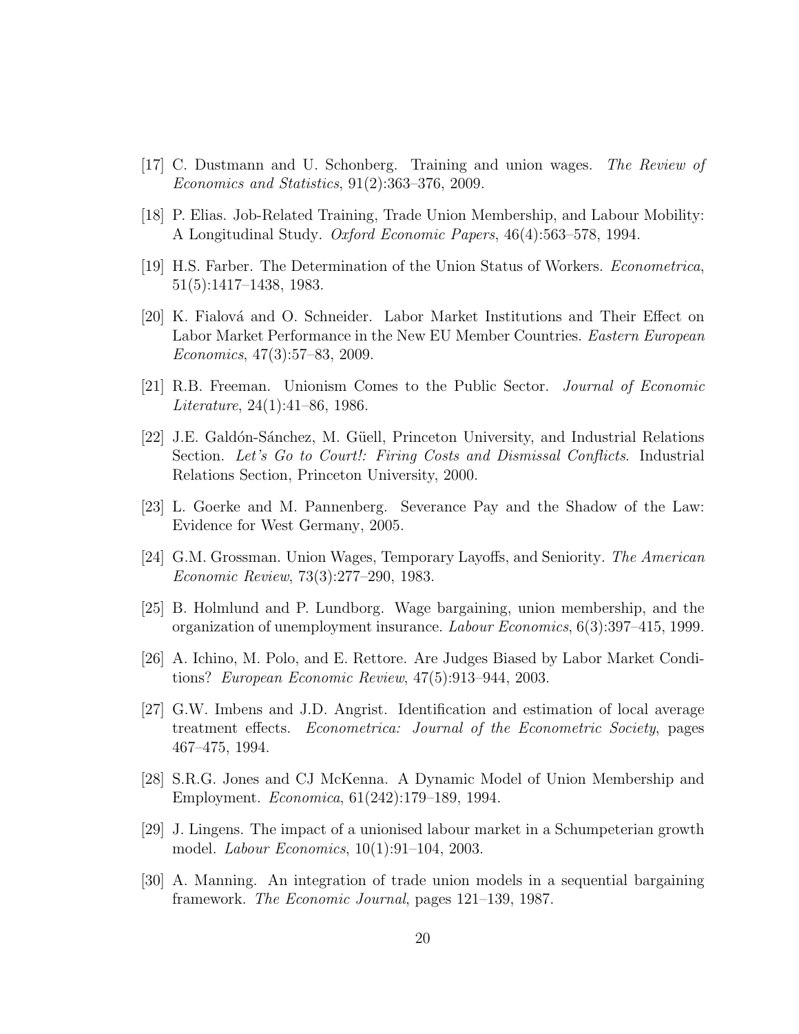[17] C. Dustmann and U. Schonberg. Training and union wages. *The Review of Economics and Statistics*, 91(2):363–376, 2009.

[18] P. Elias. Job-Related Training, Trade Union Membership, and Labour Mobility: A Longitudinal Study. *Oxford Economic Papers*, 46(4):563–578, 1994.

[19] H.S. Farber. The Determination of the Union Status of Workers. *Econometrica*, 51(5):1417–1438, 1983.

[20] K. Fialová and O. Schneider. Labor Market Institutions and Their Effect on Labor Market Performance in the New EU Member Countries. *Eastern European Economics*, 47(3):57–83, 2009.

[21] R.B. Freeman. Unionism Comes to the Public Sector. *Journal of Economic Literature*, 24(1):41–86, 1986.

[22] J.E. Galdón-Sánchez, M. Güell, Princeton University, and Industrial Relations Section. *Let's Go to Court!: Firing Costs and Dismissal Conflicts*. Industrial Relations Section, Princeton University, 2000.

[23] L. Goerke and M. Pannenberg. Severance Pay and the Shadow of the Law: Evidence for West Germany, 2005.

[24] G.M. Grossman. Union Wages, Temporary Layoffs, and Seniority. *The American Economic Review*, 73(3):277–290, 1983.

[25] B. Holmlund and P. Lundborg. Wage bargaining, union membership, and the organization of unemployment insurance. *Labour Economics*, 6(3):397–415, 1999.

[26] A. Ichino, M. Polo, and E. Rettore. Are Judges Biased by Labor Market Conditions? *European Economic Review*, 47(5):913–944, 2003.

[27] G.W. Imbens and J.D. Angrist. Identification and estimation of local average treatment effects. *Econometrica: Journal of the Econometric Society*, pages 467–475, 1994.

[28] S.R.G. Jones and CJ McKenna. A Dynamic Model of Union Membership and Employment. *Economica*, 61(242):179–189, 1994.

[29] J. Lingens. The impact of a unionised labour market in a Schumpeterian growth model. *Labour Economics*, 10(1):91–104, 2003.

[30] A. Manning. An integration of trade union models in a sequential bargaining framework. *The Economic Journal*, pages 121–139, 1987.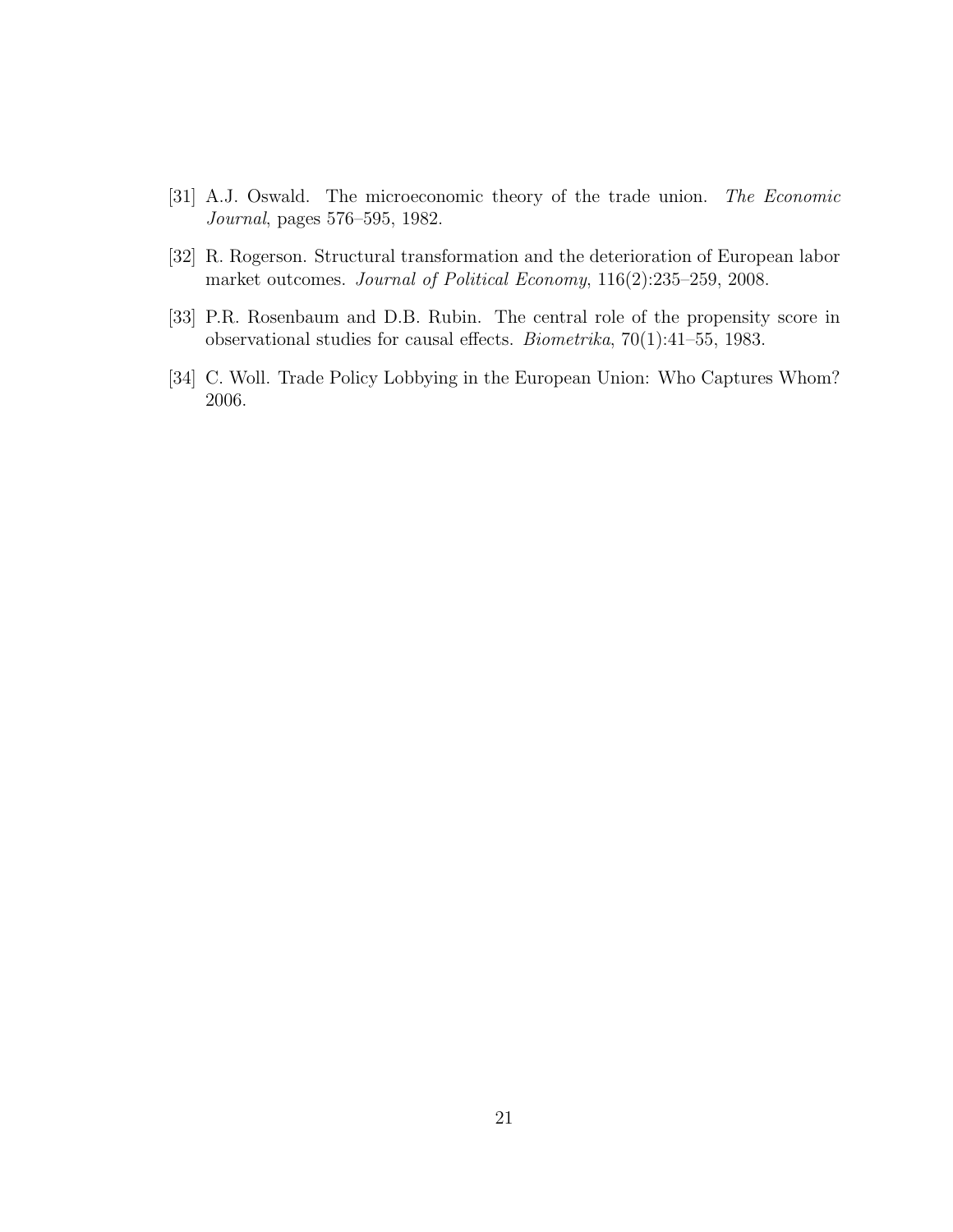[31] A.J. Oswald. The microeconomic theory of the trade union. *The Economic Journal*, pages 576–595, 1982.

[32] R. Rogerson. Structural transformation and the deterioration of European labor market outcomes. *Journal of Political Economy*, 116(2):235–259, 2008.

[33] P.R. Rosenbaum and D.B. Rubin. The central role of the propensity score in observational studies for causal effects. *Biometrika*, 70(1):41–55, 1983.

[34] C. Woll. Trade Policy Lobbying in the European Union: Who Captures Whom? 2006.